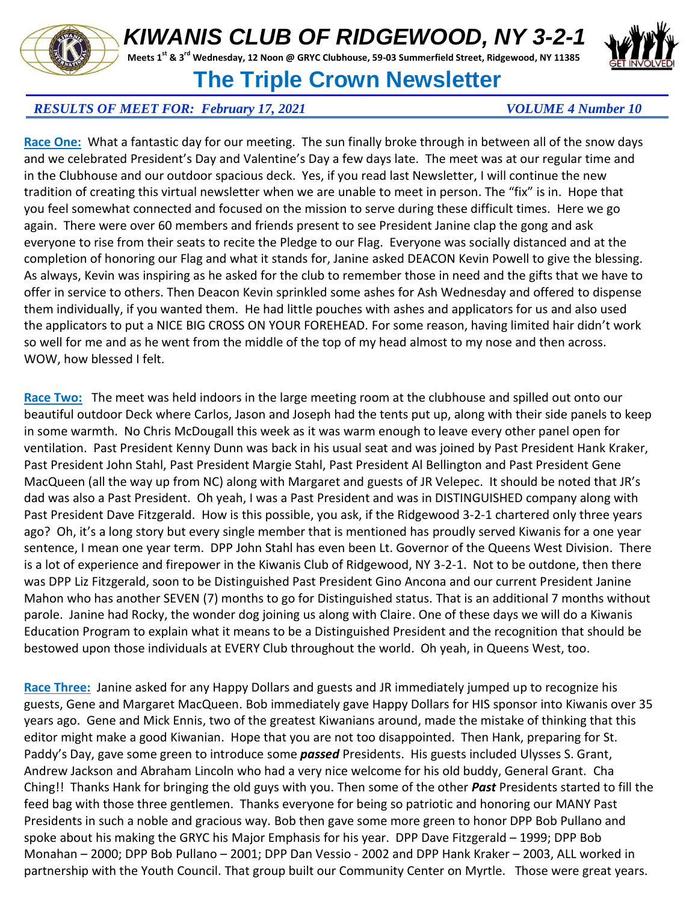# *KIWANIS CLUB OF RIDGEWOOD, NY 3-2-1*

**Meets 1st & 3rd Wednesday, 12 Noon @ GRYC Clubhouse, 59-03 Summerfield Street, Ridgewood, NY 11385**

## The Triple Crown Newsletter

***RESULTS OF MEET FOR: February 17, 2021*** ***VOLUME 4 Number 10***

**Race One:** What a fantastic day for our meeting. The sun finally broke through in between all of the snow days and we celebrated President's Day and Valentine's Day a few days late. The meet was at our regular time and in the Clubhouse and our outdoor spacious deck. Yes, if you read last Newsletter, I will continue the new tradition of creating this virtual newsletter when we are unable to meet in person. The "fix" is in. Hope that you feel somewhat connected and focused on the mission to serve during these difficult times. Here we go again. There were over 60 members and friends present to see President Janine clap the gong and ask everyone to rise from their seats to recite the Pledge to our Flag. Everyone was socially distanced and at the completion of honoring our Flag and what it stands for, Janine asked DEACON Kevin Powell to give the blessing. As always, Kevin was inspiring as he asked for the club to remember those in need and the gifts that we have to offer in service to others. Then Deacon Kevin sprinkled some ashes for Ash Wednesday and offered to dispense them individually, if you wanted them. He had little pouches with ashes and applicators for us and also used the applicators to put a NICE BIG CROSS ON YOUR FOREHEAD. For some reason, having limited hair didn't work so well for me and as he went from the middle of the top of my head almost to my nose and then across. WOW, how blessed I felt.

**Race Two:** The meet was held indoors in the large meeting room at the clubhouse and spilled out onto our beautiful outdoor Deck where Carlos, Jason and Joseph had the tents put up, along with their side panels to keep in some warmth. No Chris McDougall this week as it was warm enough to leave every other panel open for ventilation. Past President Kenny Dunn was back in his usual seat and was joined by Past President Hank Kraker, Past President John Stahl, Past President Margie Stahl, Past President Al Bellington and Past President Gene MacQueen (all the way up from NC) along with Margaret and guests of JR Velepec. It should be noted that JR's dad was also a Past President. Oh yeah, I was a Past President and was in DISTINGUISHED company along with Past President Dave Fitzgerald. How is this possible, you ask, if the Ridgewood 3-2-1 chartered only three years ago? Oh, it's a long story but every single member that is mentioned has proudly served Kiwanis for a one year sentence, I mean one year term. DPP John Stahl has even been Lt. Governor of the Queens West Division. There is a lot of experience and firepower in the Kiwanis Club of Ridgewood, NY 3-2-1. Not to be outdone, then there was DPP Liz Fitzgerald, soon to be Distinguished Past President Gino Ancona and our current President Janine Mahon who has another SEVEN (7) months to go for Distinguished status. That is an additional 7 months without parole. Janine had Rocky, the wonder dog joining us along with Claire. One of these days we will do a Kiwanis Education Program to explain what it means to be a Distinguished President and the recognition that should be bestowed upon those individuals at EVERY Club throughout the world. Oh yeah, in Queens West, too.

**Race Three:** Janine asked for any Happy Dollars and guests and JR immediately jumped up to recognize his guests, Gene and Margaret MacQueen. Bob immediately gave Happy Dollars for HIS sponsor into Kiwanis over 35 years ago. Gene and Mick Ennis, two of the greatest Kiwanians around, made the mistake of thinking that this editor might make a good Kiwanian. Hope that you are not too disappointed. Then Hank, preparing for St. Paddy's Day, gave some green to introduce some ***passed*** Presidents. His guests included Ulysses S. Grant, Andrew Jackson and Abraham Lincoln who had a very nice welcome for his old buddy, General Grant. Cha Ching!! Thanks Hank for bringing the old guys with you. Then some of the other ***Past*** Presidents started to fill the feed bag with those three gentlemen. Thanks everyone for being so patriotic and honoring our MANY Past Presidents in such a noble and gracious way. Bob then gave some more green to honor DPP Bob Pullano and spoke about his making the GRYC his Major Emphasis for his year. DPP Dave Fitzgerald – 1999; DPP Bob Monahan – 2000; DPP Bob Pullano – 2001; DPP Dan Vessio - 2002 and DPP Hank Kraker – 2003, ALL worked in partnership with the Youth Council. That group built our Community Center on Myrtle. Those were great years.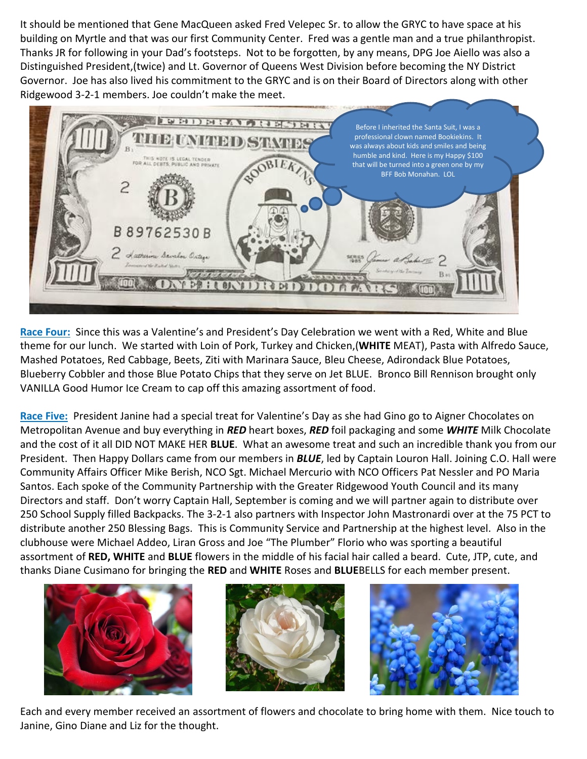It should be mentioned that Gene MacQueen asked Fred Velepec Sr. to allow the GRYC to have space at his building on Myrtle and that was our first Community Center. Fred was a gentle man and a true philanthropist. Thanks JR for following in your Dad's footsteps. Not to be forgotten, by any means, DPG Joe Aiello was also a Distinguished President,(twice) and Lt. Governor of Queens West Division before becoming the NY District Governor. Joe has also lived his commitment to the GRYC and is on their Board of Directors along with other Ridgewood 3-2-1 members. Joe couldn't make the meet.

Before I inherited the Santa Suit, I was a professional clown named Bookiekins. It was always about kids and smiles and being humble and kind. Here is my Happy $100 that will be turned into a green one by my BFF Bob Monahan. LOL

**Race Four:** Since this was a Valentine's and President's Day Celebration we went with a Red, White and Blue theme for our lunch. We started with Loin of Pork, Turkey and Chicken,(**WHITE** MEAT), Pasta with Alfredo Sauce, Mashed Potatoes, Red Cabbage, Beets, Ziti with Marinara Sauce, Bleu Cheese, Adirondack Blue Potatoes, Blueberry Cobbler and those Blue Potato Chips that they serve on Jet BLUE. Bronco Bill Rennison brought only VANILLA Good Humor Ice Cream to cap off this amazing assortment of food.

**Race Five:** President Janine had a special treat for Valentine's Day as she had Gino go to Aigner Chocolates on Metropolitan Avenue and buy everything in ***RED*** heart boxes, ***RED*** foil packaging and some ***WHITE*** Milk Chocolate and the cost of it all DID NOT MAKE HER **BLUE**. What an awesome treat and such an incredible thank you from our President. Then Happy Dollars came from our members in ***BLUE***, led by Captain Louron Hall. Joining C.O. Hall were Community Affairs Officer Mike Berish, NCO Sgt. Michael Mercurio with NCO Officers Pat Nessler and PO Maria Santos. Each spoke of the Community Partnership with the Greater Ridgewood Youth Council and its many Directors and staff. Don't worry Captain Hall, September is coming and we will partner again to distribute over 250 School Supply filled Backpacks. The 3-2-1 also partners with Inspector John Mastronardi over at the 75 PCT to distribute another 250 Blessing Bags. This is Community Service and Partnership at the highest level. Also in the clubhouse were Michael Addeo, Liran Gross and Joe "The Plumber" Florio who was sporting a beautiful assortment of **RED, WHITE** and **BLUE** flowers in the middle of his facial hair called a beard. Cute, JTP, cute, and thanks Diane Cusimano for bringing the **RED** and **WHITE** Roses and **BLUE**BELLS for each member present.

Each and every member received an assortment of flowers and chocolate to bring home with them. Nice touch to Janine, Gino Diane and Liz for the thought.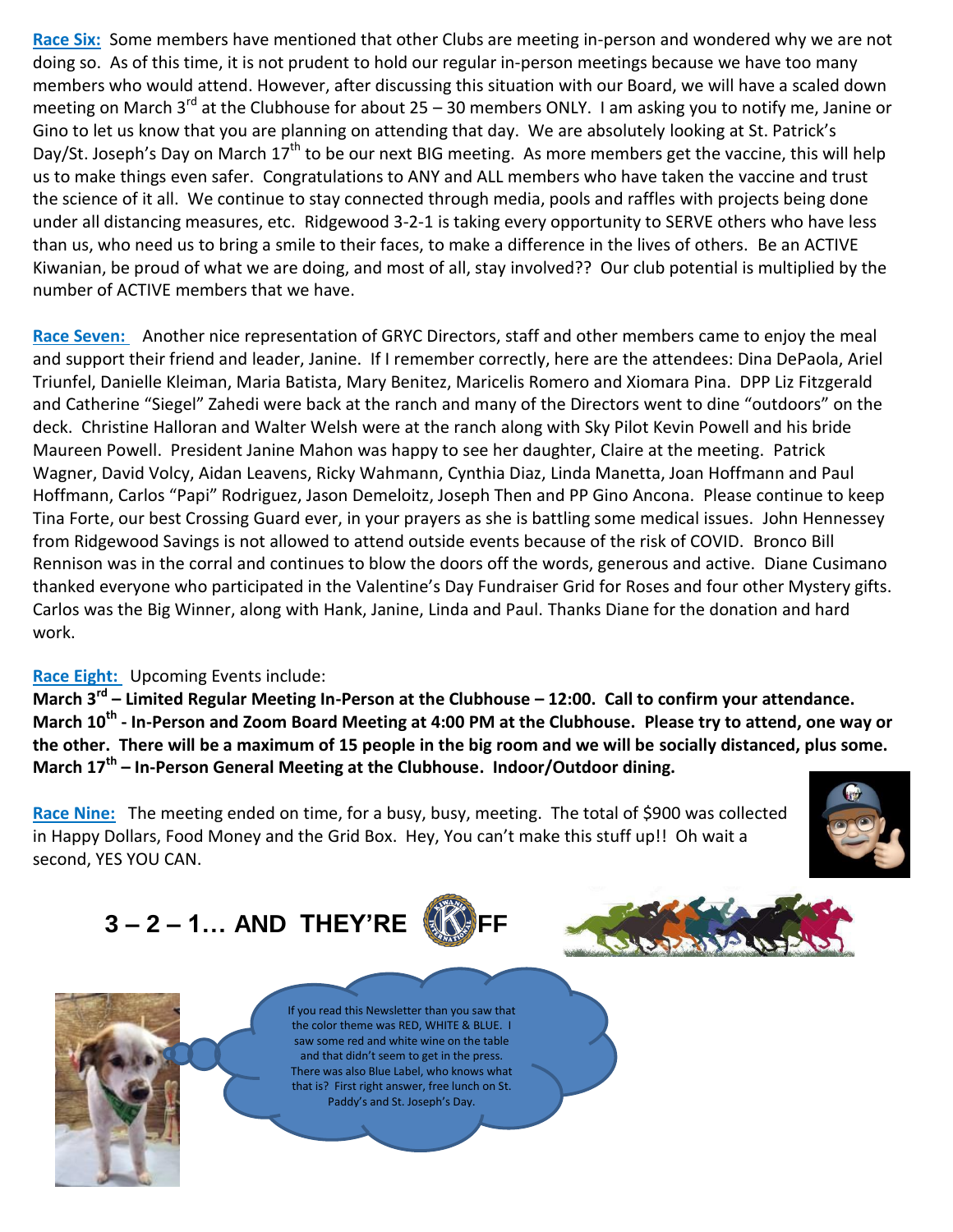**Race Six:** Some members have mentioned that other Clubs are meeting in-person and wondered why we are not doing so. As of this time, it is not prudent to hold our regular in-person meetings because we have too many members who would attend. However, after discussing this situation with our Board, we will have a scaled down meeting on March 3rd at the Clubhouse for about 25 – 30 members ONLY. I am asking you to notify me, Janine or Gino to let us know that you are planning on attending that day. We are absolutely looking at St. Patrick's Day/St. Joseph's Day on March 17th to be our next BIG meeting. As more members get the vaccine, this will help us to make things even safer. Congratulations to ANY and ALL members who have taken the vaccine and trust the science of it all. We continue to stay connected through media, pools and raffles with projects being done under all distancing measures, etc. Ridgewood 3-2-1 is taking every opportunity to SERVE others who have less than us, who need us to bring a smile to their faces, to make a difference in the lives of others. Be an ACTIVE Kiwanian, be proud of what we are doing, and most of all, stay involved?? Our club potential is multiplied by the number of ACTIVE members that we have.

**Race Seven:** Another nice representation of GRYC Directors, staff and other members came to enjoy the meal and support their friend and leader, Janine. If I remember correctly, here are the attendees: Dina DePaola, Ariel Triunfel, Danielle Kleiman, Maria Batista, Mary Benitez, Maricelis Romero and Xiomara Pina. DPP Liz Fitzgerald and Catherine "Siegel" Zahedi were back at the ranch and many of the Directors went to dine "outdoors" on the deck. Christine Halloran and Walter Welsh were at the ranch along with Sky Pilot Kevin Powell and his bride Maureen Powell. President Janine Mahon was happy to see her daughter, Claire at the meeting. Patrick Wagner, David Volcy, Aidan Leavens, Ricky Wahmann, Cynthia Diaz, Linda Manetta, Joan Hoffmann and Paul Hoffmann, Carlos "Papi" Rodriguez, Jason Demeloitz, Joseph Then and PP Gino Ancona. Please continue to keep Tina Forte, our best Crossing Guard ever, in your prayers as she is battling some medical issues. John Hennessey from Ridgewood Savings is not allowed to attend outside events because of the risk of COVID. Bronco Bill Rennison was in the corral and continues to blow the doors off the words, generous and active. Diane Cusimano thanked everyone who participated in the Valentine's Day Fundraiser Grid for Roses and four other Mystery gifts. Carlos was the Big Winner, along with Hank, Janine, Linda and Paul. Thanks Diane for the donation and hard work.

**Race Eight:** Upcoming Events include:

**March 3rd – Limited Regular Meeting In-Person at the Clubhouse – 12:00. Call to confirm your attendance.**
**March 10th - In-Person and Zoom Board Meeting at 4:00 PM at the Clubhouse. Please try to attend, one way or the other. There will be a maximum of 15 people in the big room and we will be socially distanced, plus some.**
**March 17th – In-Person General Meeting at the Clubhouse. Indoor/Outdoor dining.**

**Race Nine:** The meeting ended on time, for a busy, busy, meeting. The total of $900 was collected in Happy Dollars, Food Money and the Grid Box. Hey, You can't make this stuff up!! Oh wait a second, YES YOU CAN.

**3 – 2 – 1… AND THEY'RE OFF**

If you read this Newsletter than you saw that the color theme was RED, WHITE & BLUE. I saw some red and white wine on the table and that didn't seem to get in the press. There was also Blue Label, who knows what that is? First right answer, free lunch on St. Paddy's and St. Joseph's Day.